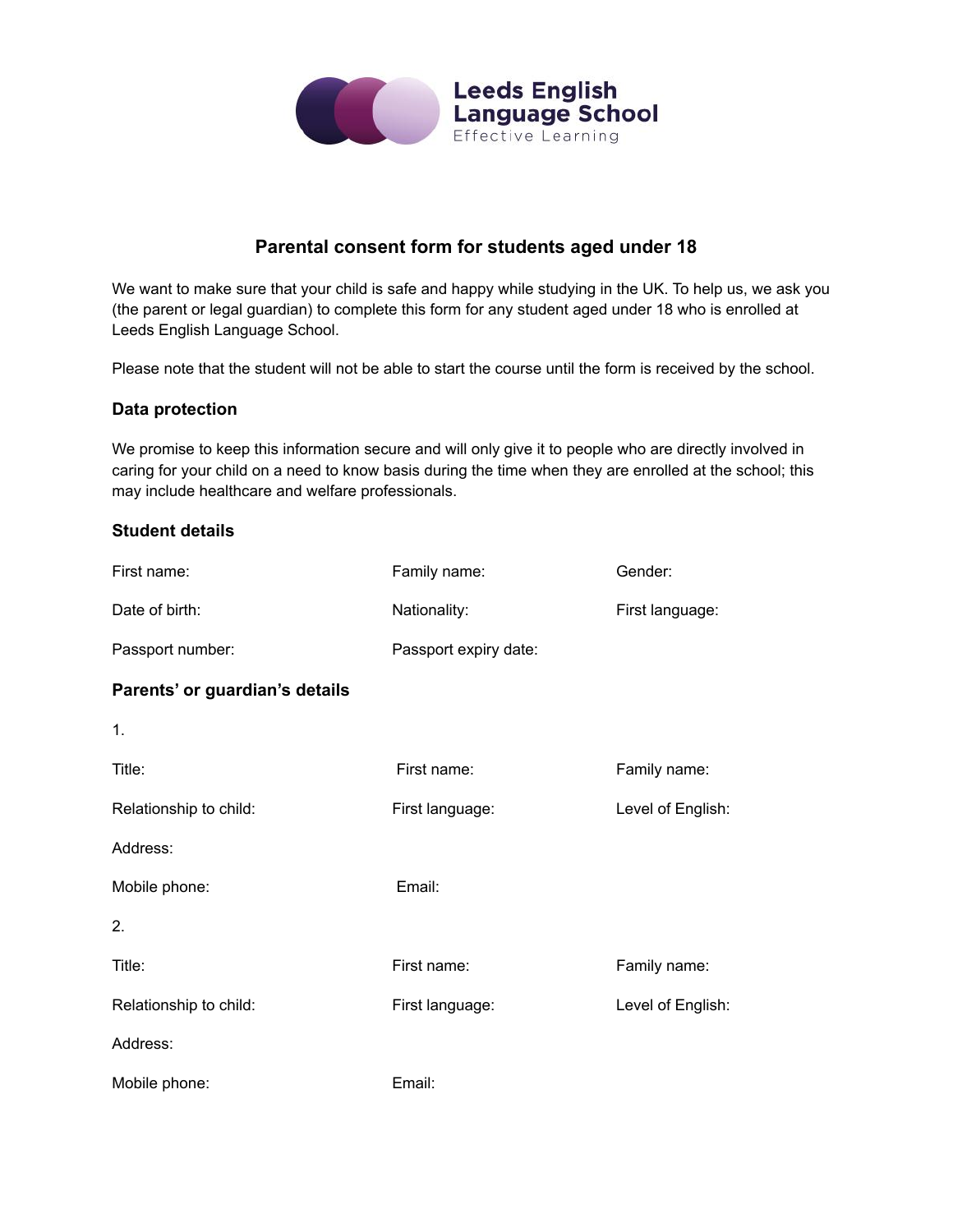Leeds English Language School
Effective Learning

# Parental consent form for students aged under 18

We want to make sure that your child is safe and happy while studying in the UK. To help us, we ask you (the parent or legal guardian) to complete this form for any student aged under 18 who is enrolled at Leeds English Language School.

Please note that the student will not be able to start the course until the form is received by the school.

## Data protection

We promise to keep this information secure and will only give it to people who are directly involved in caring for your child on a need to know basis during the time when they are enrolled at the school; this may include healthcare and welfare professionals.

## Student details

| | | |
|---|---|---|
| First name: | Family name: | Gender: |
| Date of birth: | Nationality: | First language: |
| Passport number: | Passport expiry date: | |

## Parents' or guardian's details

1.

| | | |
|---|---|---|
| Title: | First name: | Family name: |
| Relationship to child: | First language: | Level of English: |
| Address: | | |
| Mobile phone: | Email: | |

2.

| | | |
|---|---|---|
| Title: | First name: | Family name: |
| Relationship to child: | First language: | Level of English: |
| Address: | | |
| Mobile phone: | Email: | |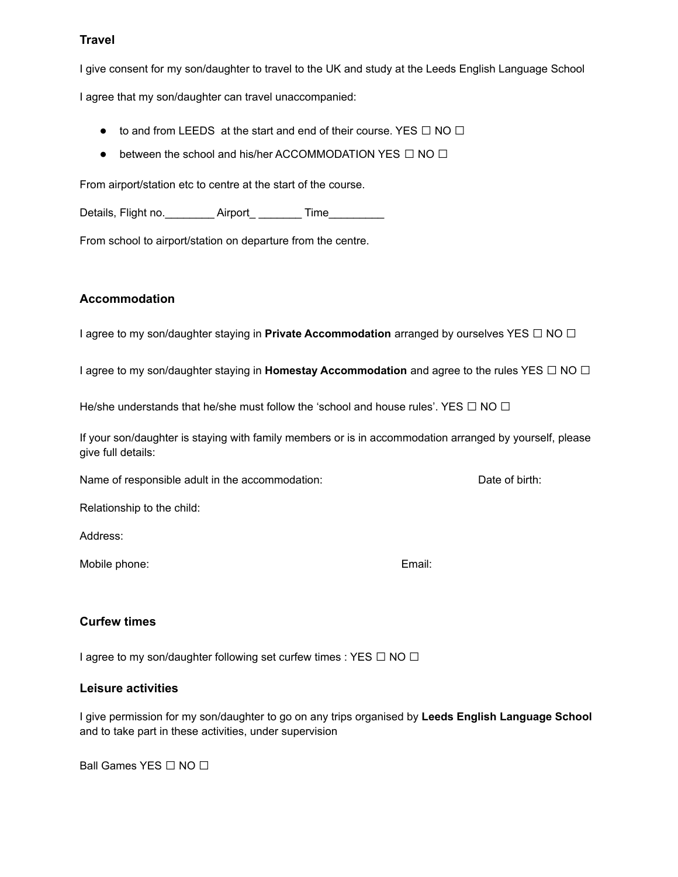### Travel

I give consent for my son/daughter to travel to the UK and study at the Leeds English Language School

I agree that my son/daughter can travel unaccompanied:

- to and from LEEDS at the start and end of their course. YES ☐ NO ☐
- between the school and his/her ACCOMMODATION YES ☐ NO ☐

From airport/station etc to centre at the start of the course.

Details, Flight no.________ Airport_ _______ Time_________

From school to airport/station on departure from the centre.

### Accommodation

I agree to my son/daughter staying in **Private Accommodation** arranged by ourselves YES ☐ NO ☐

I agree to my son/daughter staying in **Homestay Accommodation** and agree to the rules YES ☐ NO ☐

He/she understands that he/she must follow the 'school and house rules'. YES ☐ NO ☐

If your son/daughter is staying with family members or is in accommodation arranged by yourself, please give full details:

Name of responsible adult in the accommodation: Date of birth:

Relationship to the child:

Address:

Mobile phone: Email:

### Curfew times

I agree to my son/daughter following set curfew times : YES ☐ NO ☐

### Leisure activities

I give permission for my son/daughter to go on any trips organised by **Leeds English Language School** and to take part in these activities, under supervision

Ball Games YES ☐ NO ☐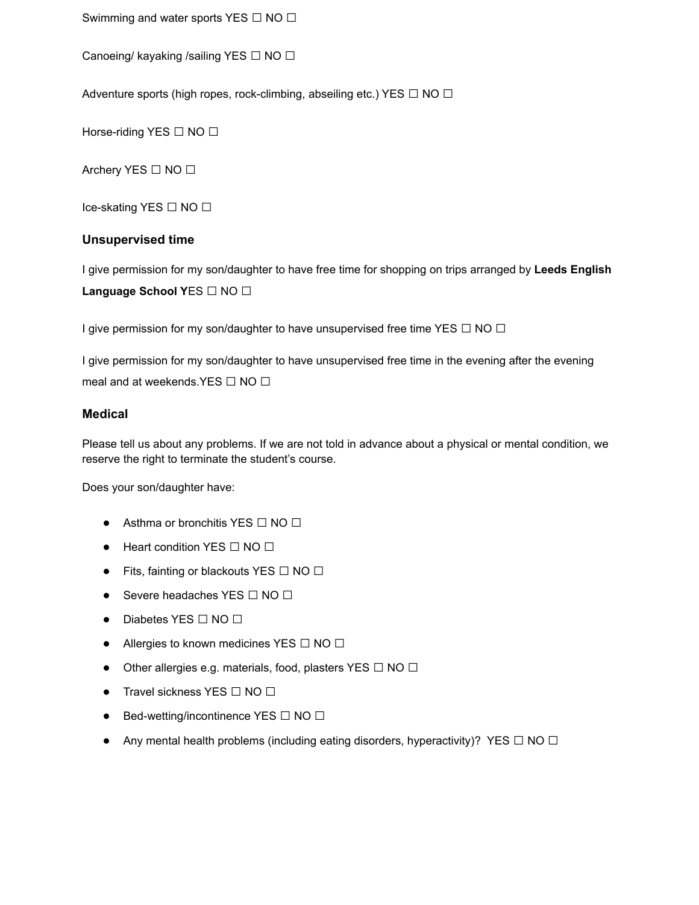Swimming and water sports YES ☐ NO ☐

Canoeing/ kayaking /sailing YES ☐ NO ☐

Adventure sports (high ropes, rock-climbing, abseiling etc.) YES ☐ NO ☐

Horse-riding YES ☐ NO ☐

Archery YES ☐ NO ☐

Ice-skating YES ☐ NO ☐

### Unsupervised time

I give permission for my son/daughter to have free time for shopping on trips arranged by **Leeds English Language School Y**ES ☐ NO ☐

I give permission for my son/daughter to have unsupervised free time YES ☐ NO ☐

I give permission for my son/daughter to have unsupervised free time in the evening after the evening meal and at weekends.YES ☐ NO ☐

### Medical

Please tell us about any problems. If we are not told in advance about a physical or mental condition, we reserve the right to terminate the student's course.

Does your son/daughter have:

- Asthma or bronchitis YES ☐ NO ☐
- Heart condition YES ☐ NO ☐
- Fits, fainting or blackouts YES ☐ NO ☐
- Severe headaches YES ☐ NO ☐
- Diabetes YES ☐ NO ☐
- Allergies to known medicines YES ☐ NO ☐
- Other allergies e.g. materials, food, plasters YES ☐ NO ☐
- Travel sickness YES ☐ NO ☐
- Bed-wetting/incontinence YES ☐ NO ☐
- Any mental health problems (including eating disorders, hyperactivity)? YES ☐ NO ☐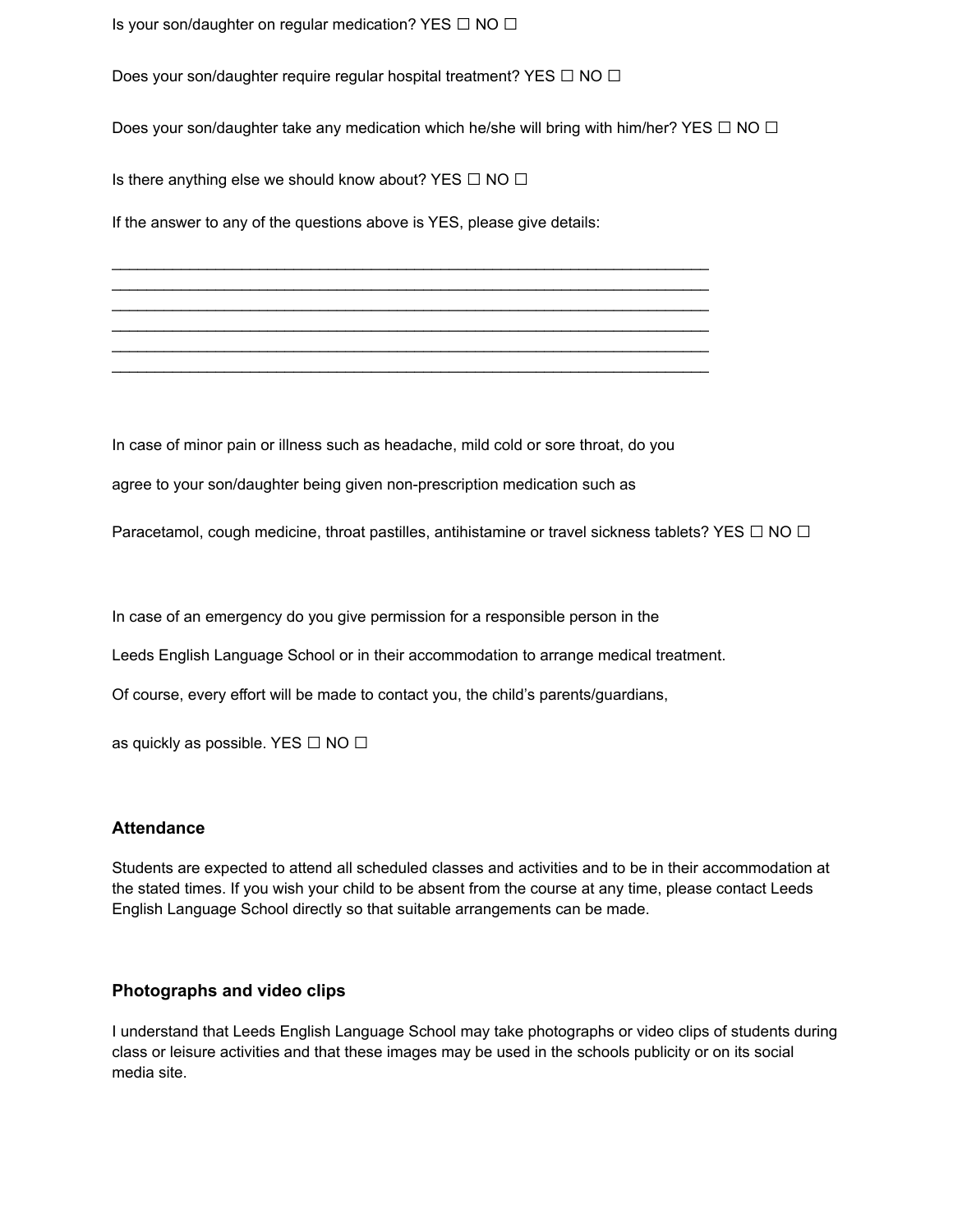Is your son/daughter on regular medication? YES ☐ NO ☐

Does your son/daughter require regular hospital treatment? YES ☐ NO ☐

Does your son/daughter take any medication which he/she will bring with him/her? YES ☐ NO ☐

Is there anything else we should know about? YES ☐ NO ☐

If the answer to any of the questions above is YES, please give details:

______________________________________________________________________
______________________________________________________________________
______________________________________________________________________
______________________________________________________________________
______________________________________________________________________
______________________________________________________________________

In case of minor pain or illness such as headache, mild cold or sore throat, do you

agree to your son/daughter being given non-prescription medication such as

Paracetamol, cough medicine, throat pastilles, antihistamine or travel sickness tablets? YES ☐ NO ☐

In case of an emergency do you give permission for a responsible person in the

Leeds English Language School or in their accommodation to arrange medical treatment.

Of course, every effort will be made to contact you, the child's parents/guardians,

as quickly as possible. YES ☐ NO ☐

### Attendance

Students are expected to attend all scheduled classes and activities and to be in their accommodation at the stated times. If you wish your child to be absent from the course at any time, please contact Leeds English Language School directly so that suitable arrangements can be made.

### Photographs and video clips

I understand that Leeds English Language School may take photographs or video clips of students during class or leisure activities and that these images may be used in the schools publicity or on its social media site.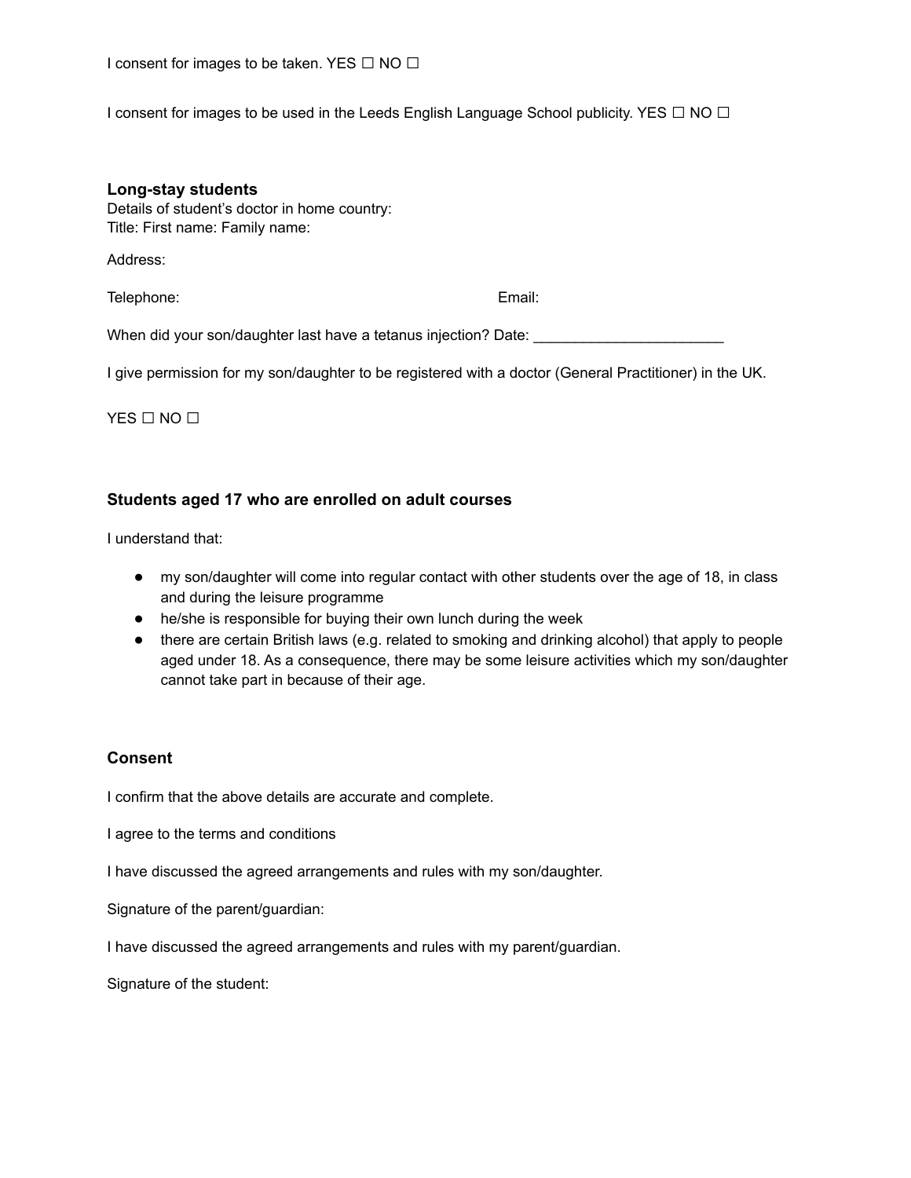I consent for images to be taken. YES ☐ NO ☐

I consent for images to be used in the Leeds English Language School publicity. YES ☐ NO ☐

### Long-stay students

Details of student's doctor in home country:
Title: First name: Family name:

Address:

Telephone: Email:

When did your son/daughter last have a tetanus injection? Date: _______________________

I give permission for my son/daughter to be registered with a doctor (General Practitioner) in the UK.

YES ☐ NO ☐

### Students aged 17 who are enrolled on adult courses

I understand that:

- my son/daughter will come into regular contact with other students over the age of 18, in class and during the leisure programme
- he/she is responsible for buying their own lunch during the week
- there are certain British laws (e.g. related to smoking and drinking alcohol) that apply to people aged under 18. As a consequence, there may be some leisure activities which my son/daughter cannot take part in because of their age.

### Consent

I confirm that the above details are accurate and complete.

I agree to the terms and conditions

I have discussed the agreed arrangements and rules with my son/daughter.

Signature of the parent/guardian:

I have discussed the agreed arrangements and rules with my parent/guardian.

Signature of the student: